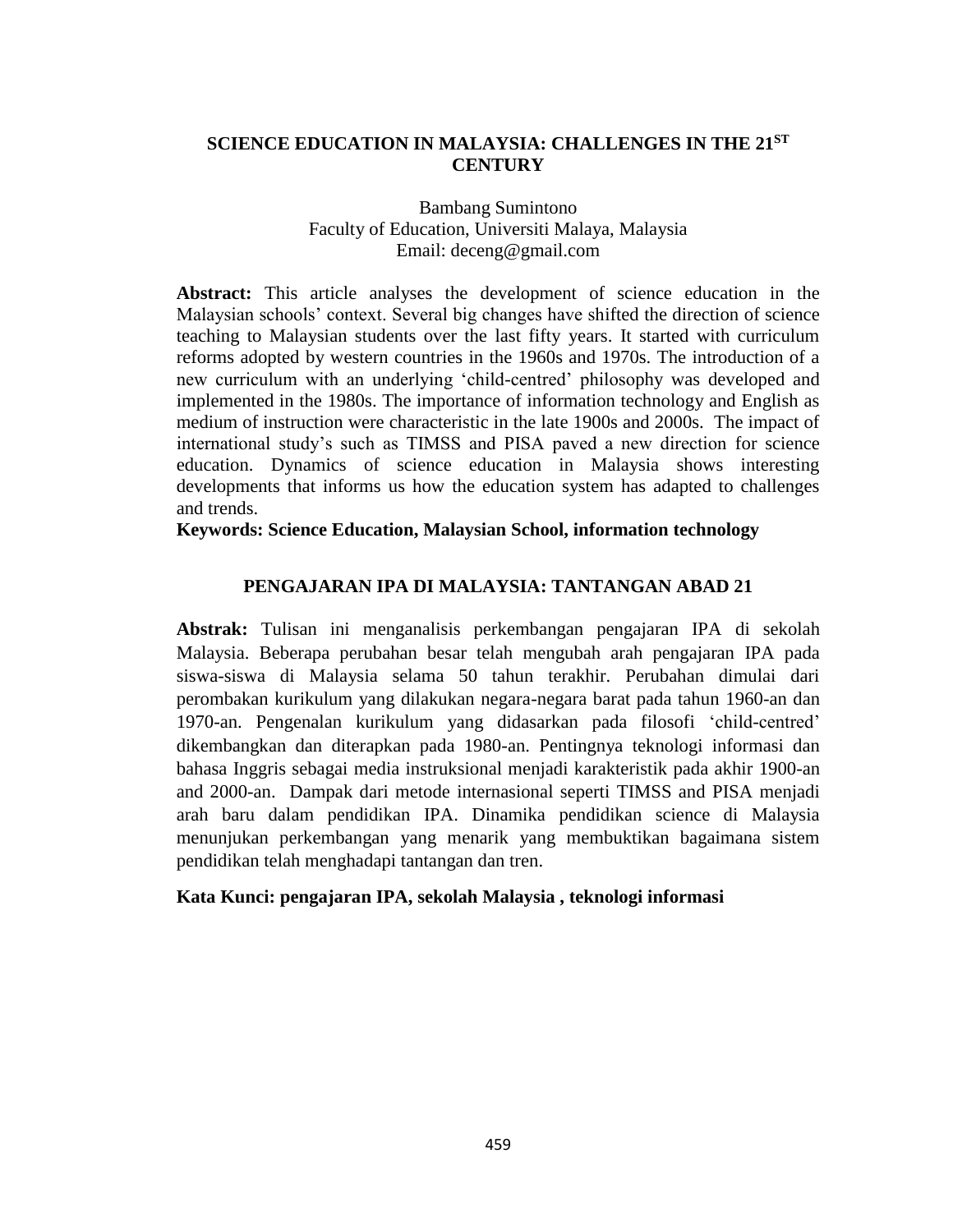# SCIENCE EDUCATION IN MALAYSIA: CHALLENGES IN THE 21$^{ST}$ CENTURY

Bambang Sumintono
Faculty of Education, Universiti Malaya, Malaysia
Email: deceng@gmail.com

**Abstract:** This article analyses the development of science education in the Malaysian schools' context. Several big changes have shifted the direction of science teaching to Malaysian students over the last fifty years. It started with curriculum reforms adopted by western countries in the 1960s and 1970s. The introduction of a new curriculum with an underlying 'child-centred' philosophy was developed and implemented in the 1980s. The importance of information technology and English as medium of instruction were characteristic in the late 1900s and 2000s. The impact of international study's such as TIMSS and PISA paved a new direction for science education. Dynamics of science education in Malaysia shows interesting developments that informs us how the education system has adapted to challenges and trends.

**Keywords: Science Education, Malaysian School, information technology**

## PENGAJARAN IPA DI MALAYSIA: TANTANGAN ABAD 21

**Abstrak:** Tulisan ini menganalisis perkembangan pengajaran IPA di sekolah Malaysia. Beberapa perubahan besar telah mengubah arah pengajaran IPA pada siswa-siswa di Malaysia selama 50 tahun terakhir. Perubahan dimulai dari perombakan kurikulum yang dilakukan negara-negara barat pada tahun 1960-an dan 1970-an. Pengenalan kurikulum yang didasarkan pada filosofi 'child-centred' dikembangkan dan diterapkan pada 1980-an. Pentingnya teknologi informasi dan bahasa Inggris sebagai media instruksional menjadi karakteristik pada akhir 1900-an and 2000-an. Dampak dari metode internasional seperti TIMSS and PISA menjadi arah baru dalam pendidikan IPA. Dinamika pendidikan science di Malaysia menunjukan perkembangan yang menarik yang membuktikan bagaimana sistem pendidikan telah menghadapi tantangan dan tren.

**Kata Kunci: pengajaran IPA, sekolah Malaysia , teknologi informasi**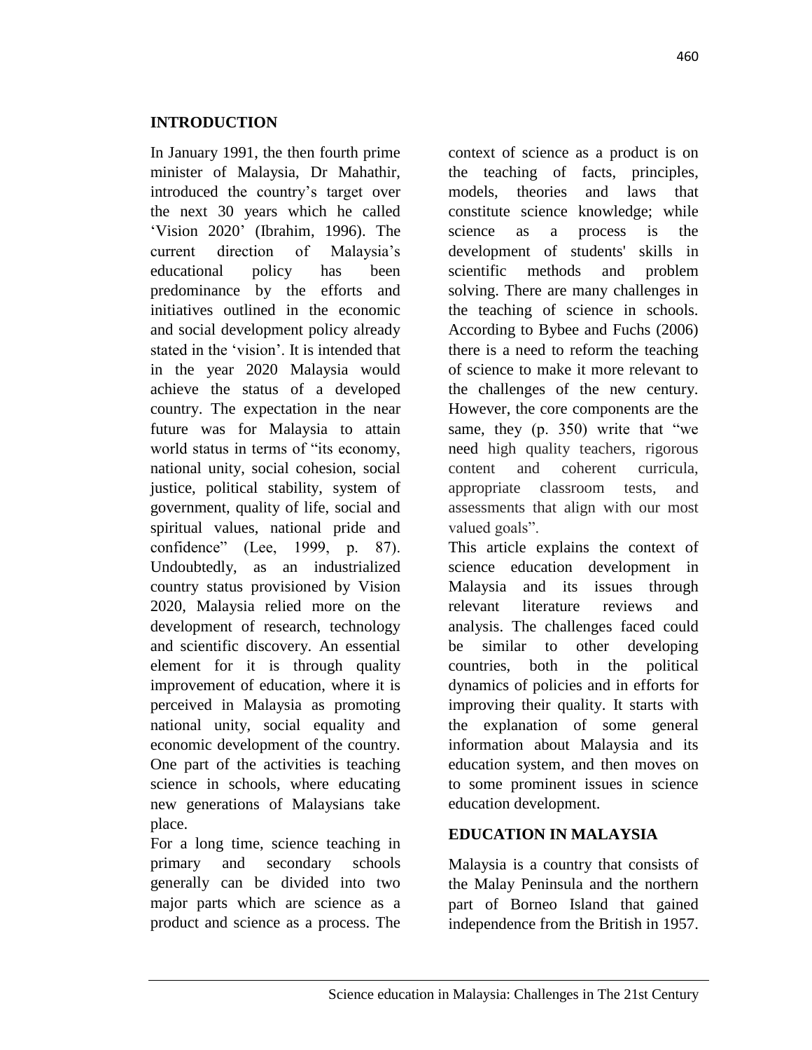## INTRODUCTION

In January 1991, the then fourth prime minister of Malaysia, Dr Mahathir, introduced the country's target over the next 30 years which he called 'Vision 2020' (Ibrahim, 1996). The current direction of Malaysia's educational policy has been predominance by the efforts and initiatives outlined in the economic and social development policy already stated in the 'vision'. It is intended that in the year 2020 Malaysia would achieve the status of a developed country. The expectation in the near future was for Malaysia to attain world status in terms of "its economy, national unity, social cohesion, social justice, political stability, system of government, quality of life, social and spiritual values, national pride and confidence" (Lee, 1999, p. 87). Undoubtedly, as an industrialized country status provisioned by Vision 2020, Malaysia relied more on the development of research, technology and scientific discovery. An essential element for it is through quality improvement of education, where it is perceived in Malaysia as promoting national unity, social equality and economic development of the country. One part of the activities is teaching science in schools, where educating new generations of Malaysians take place.

For a long time, science teaching in primary and secondary schools generally can be divided into two major parts which are science as a product and science as a process. The context of science as a product is on the teaching of facts, principles, models, theories and laws that constitute science knowledge; while science as a process is the development of students' skills in scientific methods and problem solving. There are many challenges in the teaching of science in schools. According to Bybee and Fuchs (2006) there is a need to reform the teaching of science to make it more relevant to the challenges of the new century. However, the core components are the same, they (p. 350) write that "we need high quality teachers, rigorous content and coherent curricula, appropriate classroom tests, and assessments that align with our most valued goals".

This article explains the context of science education development in Malaysia and its issues through relevant literature reviews and analysis. The challenges faced could be similar to other developing countries, both in the political dynamics of policies and in efforts for improving their quality. It starts with the explanation of some general information about Malaysia and its education system, and then moves on to some prominent issues in science education development.

## EDUCATION IN MALAYSIA

Malaysia is a country that consists of the Malay Peninsula and the northern part of Borneo Island that gained independence from the British in 1957.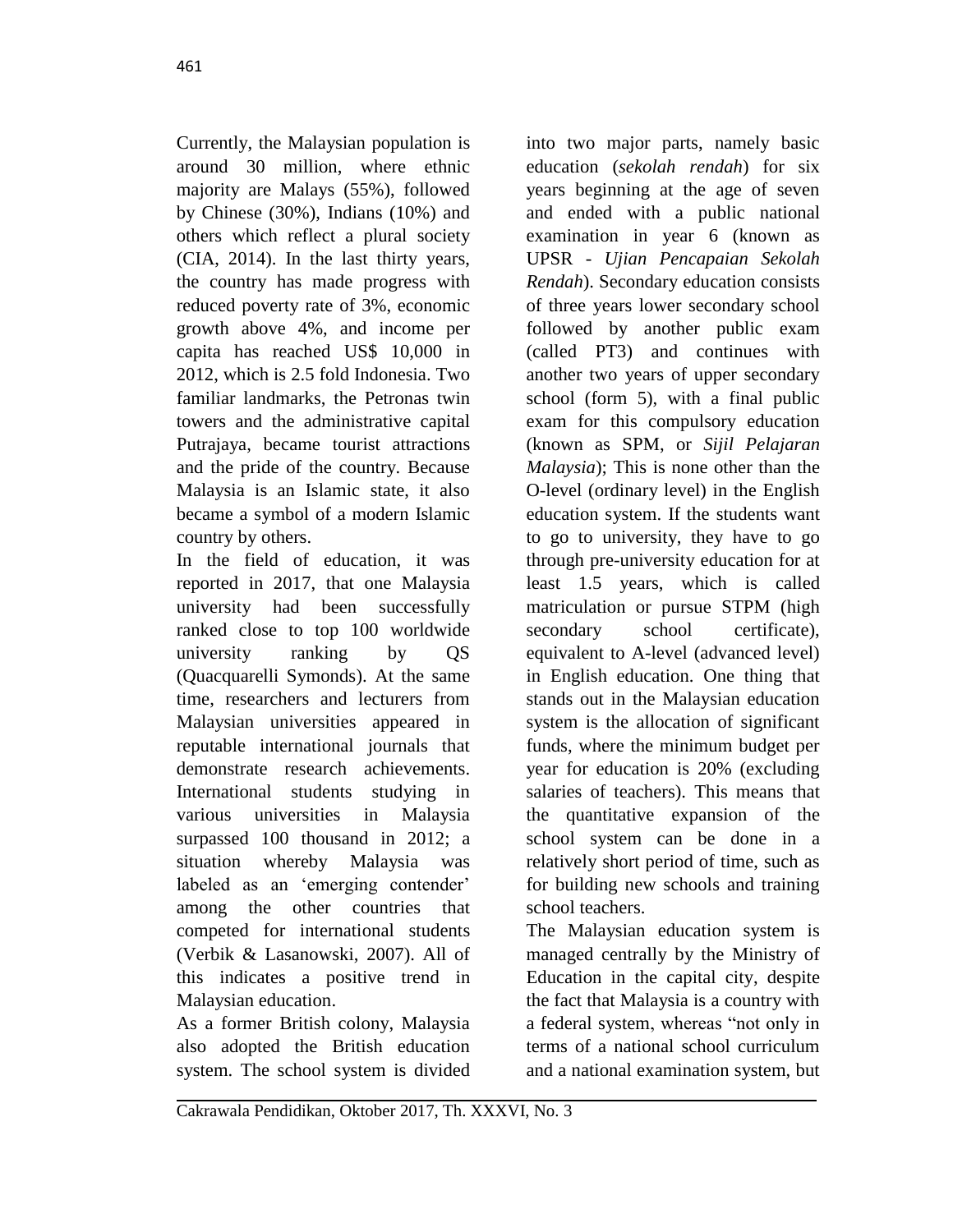Currently, the Malaysian population is around 30 million, where ethnic majority are Malays (55%), followed by Chinese (30%), Indians (10%) and others which reflect a plural society (CIA, 2014). In the last thirty years, the country has made progress with reduced poverty rate of 3%, economic growth above 4%, and income per capita has reached US$ 10,000 in 2012, which is 2.5 fold Indonesia. Two familiar landmarks, the Petronas twin towers and the administrative capital Putrajaya, became tourist attractions and the pride of the country. Because Malaysia is an Islamic state, it also became a symbol of a modern Islamic country by others.

In the field of education, it was reported in 2017, that one Malaysia university had been successfully ranked close to top 100 worldwide university ranking by QS (Quacquarelli Symonds). At the same time, researchers and lecturers from Malaysian universities appeared in reputable international journals that demonstrate research achievements. International students studying in various universities in Malaysia surpassed 100 thousand in 2012; a situation whereby Malaysia was labeled as an 'emerging contender' among the other countries that competed for international students (Verbik & Lasanowski, 2007). All of this indicates a positive trend in Malaysian education.

As a former British colony, Malaysia also adopted the British education system. The school system is divided into two major parts, namely basic education (*sekolah rendah*) for six years beginning at the age of seven and ended with a public national examination in year 6 (known as UPSR - *Ujian Pencapaian Sekolah Rendah*). Secondary education consists of three years lower secondary school followed by another public exam (called PT3) and continues with another two years of upper secondary school (form 5), with a final public exam for this compulsory education (known as SPM, or *Sijil Pelajaran Malaysia*); This is none other than the O-level (ordinary level) in the English education system. If the students want to go to university, they have to go through pre-university education for at least 1.5 years, which is called matriculation or pursue STPM (high secondary school certificate), equivalent to A-level (advanced level) in English education. One thing that stands out in the Malaysian education system is the allocation of significant funds, where the minimum budget per year for education is 20% (excluding salaries of teachers). This means that the quantitative expansion of the school system can be done in a relatively short period of time, such as for building new schools and training school teachers.

The Malaysian education system is managed centrally by the Ministry of Education in the capital city, despite the fact that Malaysia is a country with a federal system, whereas "not only in terms of a national school curriculum and a national examination system, but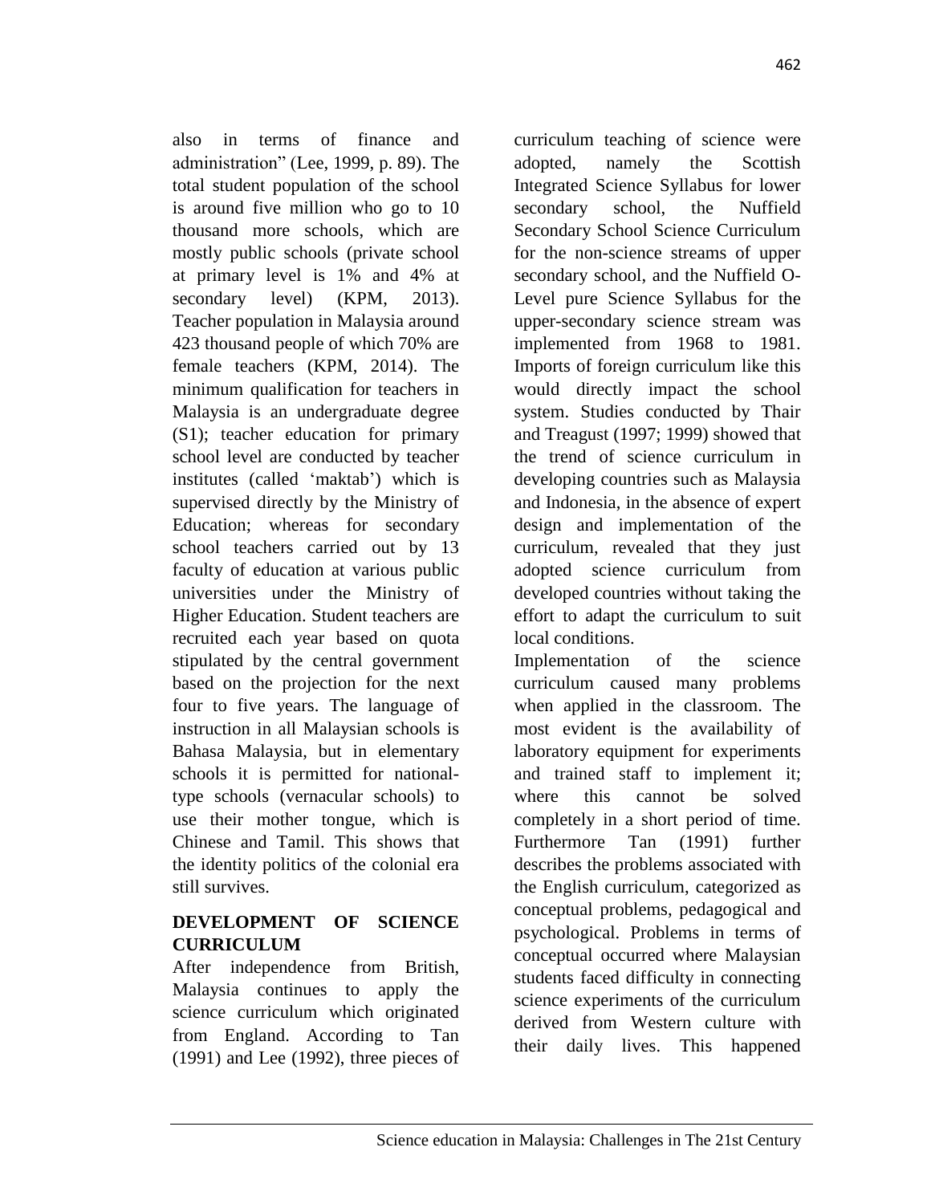also in terms of finance and administration" (Lee, 1999, p. 89). The total student population of the school is around five million who go to 10 thousand more schools, which are mostly public schools (private school at primary level is 1% and 4% at secondary level) (KPM, 2013). Teacher population in Malaysia around 423 thousand people of which 70% are female teachers (KPM, 2014). The minimum qualification for teachers in Malaysia is an undergraduate degree (S1); teacher education for primary school level are conducted by teacher institutes (called 'maktab') which is supervised directly by the Ministry of Education; whereas for secondary school teachers carried out by 13 faculty of education at various public universities under the Ministry of Higher Education. Student teachers are recruited each year based on quota stipulated by the central government based on the projection for the next four to five years. The language of instruction in all Malaysian schools is Bahasa Malaysia, but in elementary schools it is permitted for national-type schools (vernacular schools) to use their mother tongue, which is Chinese and Tamil. This shows that the identity politics of the colonial era still survives.

## DEVELOPMENT OF SCIENCE CURRICULUM

After independence from British, Malaysia continues to apply the science curriculum which originated from England. According to Tan (1991) and Lee (1992), three pieces of curriculum teaching of science were adopted, namely the Scottish Integrated Science Syllabus for lower secondary school, the Nuffield Secondary School Science Curriculum for the non-science streams of upper secondary school, and the Nuffield O-Level pure Science Syllabus for the upper-secondary science stream was implemented from 1968 to 1981. Imports of foreign curriculum like this would directly impact the school system. Studies conducted by Thair and Treagust (1997; 1999) showed that the trend of science curriculum in developing countries such as Malaysia and Indonesia, in the absence of expert design and implementation of the curriculum, revealed that they just adopted science curriculum from developed countries without taking the effort to adapt the curriculum to suit local conditions.

Implementation of the science curriculum caused many problems when applied in the classroom. The most evident is the availability of laboratory equipment for experiments and trained staff to implement it; where this cannot be solved completely in a short period of time. Furthermore Tan (1991) further describes the problems associated with the English curriculum, categorized as conceptual problems, pedagogical and psychological. Problems in terms of conceptual occurred where Malaysian students faced difficulty in connecting science experiments of the curriculum derived from Western culture with their daily lives. This happened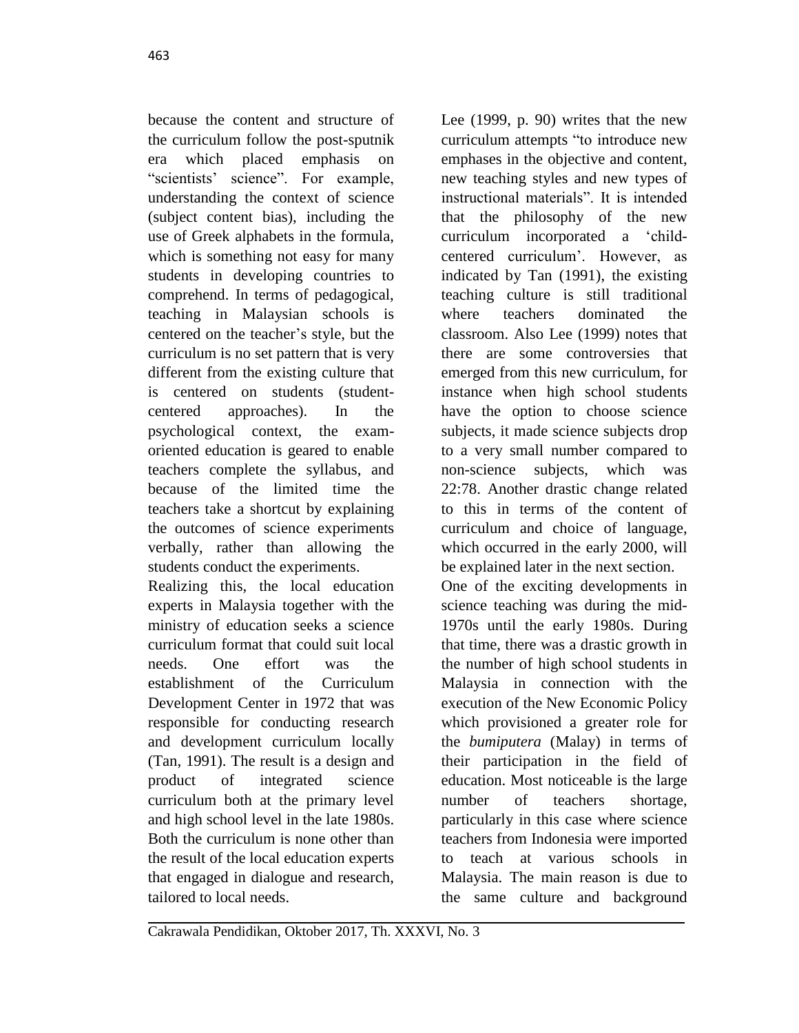because the content and structure of the curriculum follow the post-sputnik era which placed emphasis on "scientists' science". For example, understanding the context of science (subject content bias), including the use of Greek alphabets in the formula, which is something not easy for many students in developing countries to comprehend. In terms of pedagogical, teaching in Malaysian schools is centered on the teacher's style, but the curriculum is no set pattern that is very different from the existing culture that is centered on students (student-centered approaches). In the psychological context, the exam-oriented education is geared to enable teachers complete the syllabus, and because of the limited time the teachers take a shortcut by explaining the outcomes of science experiments verbally, rather than allowing the students conduct the experiments.

Realizing this, the local education experts in Malaysia together with the ministry of education seeks a science curriculum format that could suit local needs. One effort was the establishment of the Curriculum Development Center in 1972 that was responsible for conducting research and development curriculum locally (Tan, 1991). The result is a design and product of integrated science curriculum both at the primary level and high school level in the late 1980s. Both the curriculum is none other than the result of the local education experts that engaged in dialogue and research, tailored to local needs.

Lee (1999, p. 90) writes that the new curriculum attempts "to introduce new emphases in the objective and content, new teaching styles and new types of instructional materials". It is intended that the philosophy of the new curriculum incorporated a 'child-centered curriculum'. However, as indicated by Tan (1991), the existing teaching culture is still traditional where teachers dominated the classroom. Also Lee (1999) notes that there are some controversies that emerged from this new curriculum, for instance when high school students have the option to choose science subjects, it made science subjects drop to a very small number compared to non-science subjects, which was 22:78. Another drastic change related to this in terms of the content of curriculum and choice of language, which occurred in the early 2000, will be explained later in the next section.

One of the exciting developments in science teaching was during the mid-1970s until the early 1980s. During that time, there was a drastic growth in the number of high school students in Malaysia in connection with the execution of the New Economic Policy which provisioned a greater role for the *bumiputera* (Malay) in terms of their participation in the field of education. Most noticeable is the large number of teachers shortage, particularly in this case where science teachers from Indonesia were imported to teach at various schools in Malaysia. The main reason is due to the same culture and background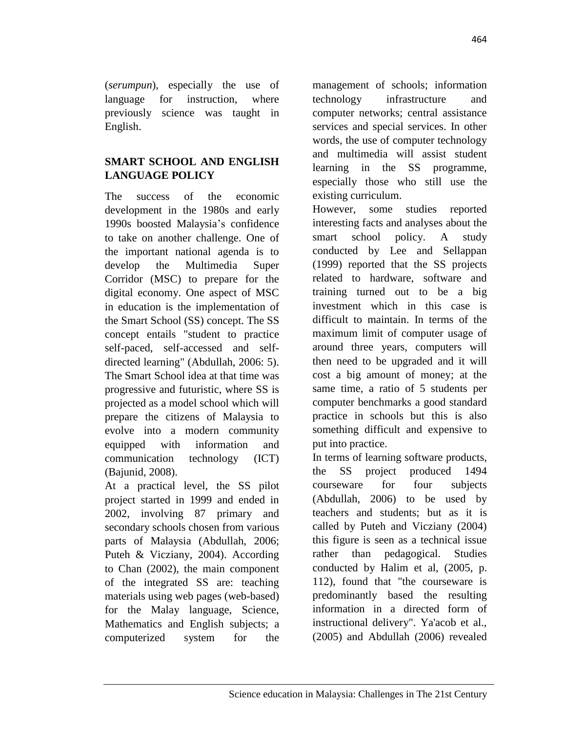(*serumpun*), especially the use of language for instruction, where previously science was taught in English.

## SMART SCHOOL AND ENGLISH LANGUAGE POLICY

The success of the economic development in the 1980s and early 1990s boosted Malaysia's confidence to take on another challenge. One of the important national agenda is to develop the Multimedia Super Corridor (MSC) to prepare for the digital economy. One aspect of MSC in education is the implementation of the Smart School (SS) concept. The SS concept entails "student to practice self-paced, self-accessed and self-directed learning" (Abdullah, 2006: 5). The Smart School idea at that time was progressive and futuristic, where SS is projected as a model school which will prepare the citizens of Malaysia to evolve into a modern community equipped with information and communication technology (ICT) (Bajunid, 2008).

At a practical level, the SS pilot project started in 1999 and ended in 2002, involving 87 primary and secondary schools chosen from various parts of Malaysia (Abdullah, 2006; Puteh & Vicziany, 2004). According to Chan (2002), the main component of the integrated SS are: teaching materials using web pages (web-based) for the Malay language, Science, Mathematics and English subjects; a computerized system for the management of schools; information technology infrastructure and computer networks; central assistance services and special services. In other words, the use of computer technology and multimedia will assist student learning in the SS programme, especially those who still use the existing curriculum.

However, some studies reported interesting facts and analyses about the smart school policy. A study conducted by Lee and Sellappan (1999) reported that the SS projects related to hardware, software and training turned out to be a big investment which in this case is difficult to maintain. In terms of the maximum limit of computer usage of around three years, computers will then need to be upgraded and it will cost a big amount of money; at the same time, a ratio of 5 students per computer benchmarks a good standard practice in schools but this is also something difficult and expensive to put into practice.

In terms of learning software products, the SS project produced 1494 courseware for four subjects (Abdullah, 2006) to be used by teachers and students; but as it is called by Puteh and Vicziany (2004) this figure is seen as a technical issue rather than pedagogical. Studies conducted by Halim et al, (2005, p. 112), found that "the courseware is predominantly based the resulting information in a directed form of instructional delivery". Ya'acob et al., (2005) and Abdullah (2006) revealed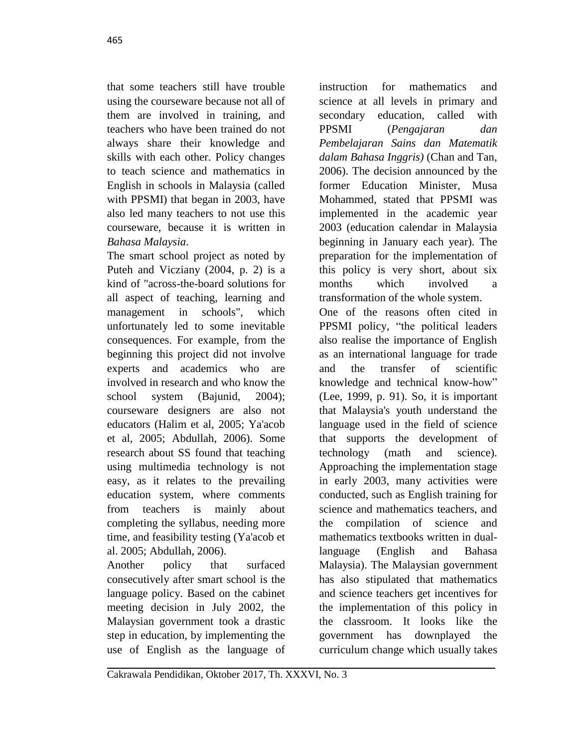that some teachers still have trouble using the courseware because not all of them are involved in training, and teachers who have been trained do not always share their knowledge and skills with each other. Policy changes to teach science and mathematics in English in schools in Malaysia (called with PPSMI) that began in 2003, have also led many teachers to not use this courseware, because it is written in *Bahasa Malaysia*.

The smart school project as noted by Puteh and Vicziany (2004, p. 2) is a kind of "across-the-board solutions for all aspect of teaching, learning and management in schools", which unfortunately led to some inevitable consequences. For example, from the beginning this project did not involve experts and academics who are involved in research and who know the school system (Bajunid, 2004); courseware designers are also not educators (Halim et al, 2005; Ya'acob et al, 2005; Abdullah, 2006). Some research about SS found that teaching using multimedia technology is not easy, as it relates to the prevailing education system, where comments from teachers is mainly about completing the syllabus, needing more time, and feasibility testing (Ya'acob et al. 2005; Abdullah, 2006).

Another policy that surfaced consecutively after smart school is the language policy. Based on the cabinet meeting decision in July 2002, the Malaysian government took a drastic step in education, by implementing the use of English as the language of instruction for mathematics and science at all levels in primary and secondary education, called with PPSMI (*Pengajaran dan Pembelajaran Sains dan Matematik dalam Bahasa Inggris)* (Chan and Tan, 2006). The decision announced by the former Education Minister, Musa Mohammed, stated that PPSMI was implemented in the academic year 2003 (education calendar in Malaysia beginning in January each year). The preparation for the implementation of this policy is very short, about six months which involved a transformation of the whole system.

One of the reasons often cited in PPSMI policy, "the political leaders also realise the importance of English as an international language for trade and the transfer of scientific knowledge and technical know-how" (Lee, 1999, p. 91). So, it is important that Malaysia's youth understand the language used in the field of science that supports the development of technology (math and science). Approaching the implementation stage in early 2003, many activities were conducted, such as English training for science and mathematics teachers, and the compilation of science and mathematics textbooks written in dual-language (English and Bahasa Malaysia). The Malaysian government has also stipulated that mathematics and science teachers get incentives for the implementation of this policy in the classroom. It looks like the government has downplayed the curriculum change which usually takes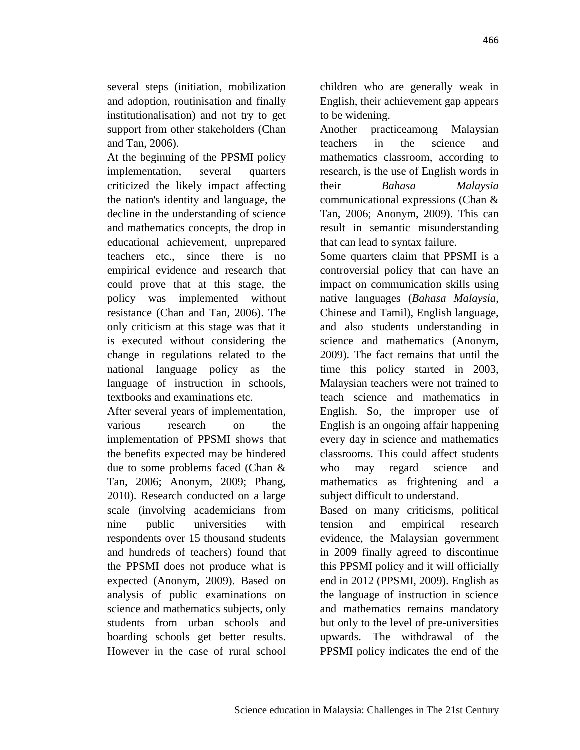several steps (initiation, mobilization and adoption, routinisation and finally institutionalisation) and not try to get support from other stakeholders (Chan and Tan, 2006).

At the beginning of the PPSMI policy implementation, several quarters criticized the likely impact affecting the nation's identity and language, the decline in the understanding of science and mathematics concepts, the drop in educational achievement, unprepared teachers etc., since there is no empirical evidence and research that could prove that at this stage, the policy was implemented without resistance (Chan and Tan, 2006). The only criticism at this stage was that it is executed without considering the change in regulations related to the national language policy as the language of instruction in schools, textbooks and examinations etc.

After several years of implementation, various research on the implementation of PPSMI shows that the benefits expected may be hindered due to some problems faced (Chan & Tan, 2006; Anonym, 2009; Phang, 2010). Research conducted on a large scale (involving academicians from nine public universities with respondents over 15 thousand students and hundreds of teachers) found that the PPSMI does not produce what is expected (Anonym, 2009). Based on analysis of public examinations on science and mathematics subjects, only students from urban schools and boarding schools get better results. However in the case of rural school children who are generally weak in English, their achievement gap appears to be widening.

Another practiceamong Malaysian teachers in the science and mathematics classroom, according to research, is the use of English words in their *Bahasa Malaysia* communicational expressions (Chan & Tan, 2006; Anonym, 2009). This can result in semantic misunderstanding that can lead to syntax failure.

Some quarters claim that PPSMI is a controversial policy that can have an impact on communication skills using native languages (*Bahasa Malaysia*, Chinese and Tamil), English language, and also students understanding in science and mathematics (Anonym, 2009). The fact remains that until the time this policy started in 2003, Malaysian teachers were not trained to teach science and mathematics in English. So, the improper use of English is an ongoing affair happening every day in science and mathematics classrooms. This could affect students who may regard science and mathematics as frightening and a subject difficult to understand.

Based on many criticisms, political tension and empirical research evidence, the Malaysian government in 2009 finally agreed to discontinue this PPSMI policy and it will officially end in 2012 (PPSMI, 2009). English as the language of instruction in science and mathematics remains mandatory but only to the level of pre-universities upwards. The withdrawal of the PPSMI policy indicates the end of the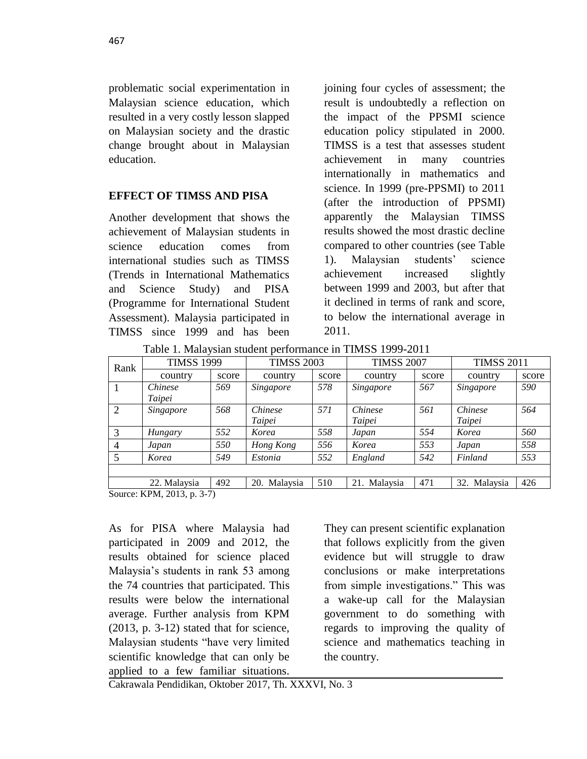problematic social experimentation in Malaysian science education, which resulted in a very costly lesson slapped on Malaysian society and the drastic change brought about in Malaysian education.

## EFFECT OF TIMSS AND PISA

Another development that shows the achievement of Malaysian students in science education comes from international studies such as TIMSS (Trends in International Mathematics and Science Study) and PISA (Programme for International Student Assessment). Malaysia participated in TIMSS since 1999 and has been joining four cycles of assessment; the result is undoubtedly a reflection on the impact of the PPSMI science education policy stipulated in 2000. TIMSS is a test that assesses student achievement in many countries internationally in mathematics and science. In 1999 (pre-PPSMI) to 2011 (after the introduction of PPSMI) apparently the Malaysian TIMSS results showed the most drastic decline compared to other countries (see Table 1). Malaysian students' science achievement increased slightly between 1999 and 2003, but after that it declined in terms of rank and score, to below the international average in 2011.

Table 1. Malaysian student performance in TIMSS 1999-2011

| Rank | TIMSS 1999 | | TIMSS 2003 | | TIMSS 2007 | | TIMSS 2011 | |
|---|---|---|---|---|---|---|---|---|
| | country | score | country | score | country | score | country | score |
| 1 | *Chinese Taipei* | *569* | *Singapore* | *578* | *Singapore* | *567* | *Singapore* | *590* |
| 2 | *Singapore* | *568* | *Chinese Taipei* | *571* | *Chinese Taipei* | *561* | *Chinese Taipei* | *564* |
| 3 | *Hungary* | *552* | *Korea* | *558* | *Japan* | *554* | *Korea* | *560* |
| 4 | *Japan* | *550* | *Hong Kong* | *556* | *Korea* | *553* | *Japan* | *558* |
| 5 | *Korea* | *549* | *Estonia* | *552* | *England* | *542* | *Finland* | *553* |
| | | | | | | | | |
| | 22. Malaysia | 492 | 20. Malaysia | 510 | 21. Malaysia | 471 | 32. Malaysia | 426 |

Source: KPM, 2013, p. 3-7)

As for PISA where Malaysia had participated in 2009 and 2012, the results obtained for science placed Malaysia's students in rank 53 among the 74 countries that participated. This results were below the international average. Further analysis from KPM (2013, p. 3-12) stated that for science, Malaysian students "have very limited scientific knowledge that can only be applied to a few familiar situations. They can present scientific explanation that follows explicitly from the given evidence but will struggle to draw conclusions or make interpretations from simple investigations." This was a wake-up call for the Malaysian government to do something with regards to improving the quality of science and mathematics teaching in the country.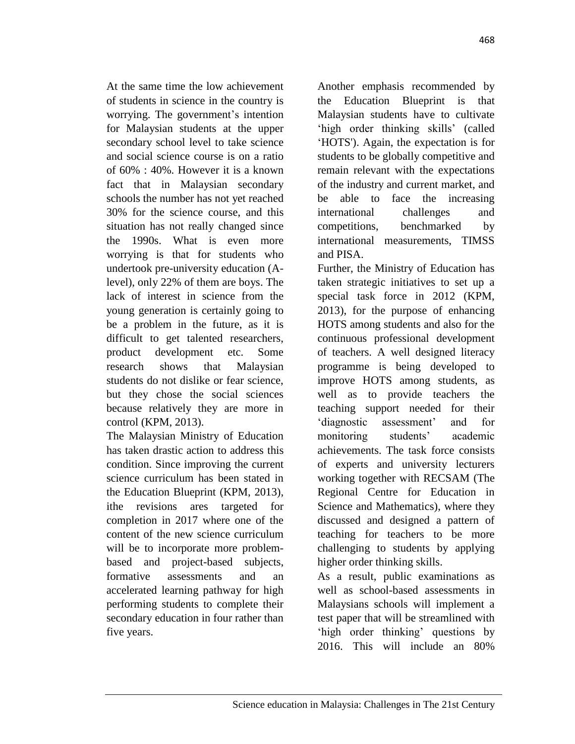At the same time the low achievement of students in science in the country is worrying. The government's intention for Malaysian students at the upper secondary school level to take science and social science course is on a ratio of 60% : 40%. However it is a known fact that in Malaysian secondary schools the number has not yet reached 30% for the science course, and this situation has not really changed since the 1990s. What is even more worrying is that for students who undertook pre-university education (A-level), only 22% of them are boys. The lack of interest in science from the young generation is certainly going to be a problem in the future, as it is difficult to get talented researchers, product development etc. Some research shows that Malaysian students do not dislike or fear science, but they chose the social sciences because relatively they are more in control (KPM, 2013).

The Malaysian Ministry of Education has taken drastic action to address this condition. Since improving the current science curriculum has been stated in the Education Blueprint (KPM, 2013), ithe revisions ares targeted for completion in 2017 where one of the content of the new science curriculum will be to incorporate more problem-based and project-based subjects, formative assessments and an accelerated learning pathway for high performing students to complete their secondary education in four rather than five years.

Another emphasis recommended by the Education Blueprint is that Malaysian students have to cultivate 'high order thinking skills' (called 'HOTS'). Again, the expectation is for students to be globally competitive and remain relevant with the expectations of the industry and current market, and be able to face the increasing international challenges and competitions, benchmarked by international measurements, TIMSS and PISA.

Further, the Ministry of Education has taken strategic initiatives to set up a special task force in 2012 (KPM, 2013), for the purpose of enhancing HOTS among students and also for the continuous professional development of teachers. A well designed literacy programme is being developed to improve HOTS among students, as well as to provide teachers the teaching support needed for their 'diagnostic assessment' and for monitoring students' academic achievements. The task force consists of experts and university lecturers working together with RECSAM (The Regional Centre for Education in Science and Mathematics), where they discussed and designed a pattern of teaching for teachers to be more challenging to students by applying higher order thinking skills.

As a result, public examinations as well as school-based assessments in Malaysians schools will implement a test paper that will be streamlined with 'high order thinking' questions by 2016. This will include an 80%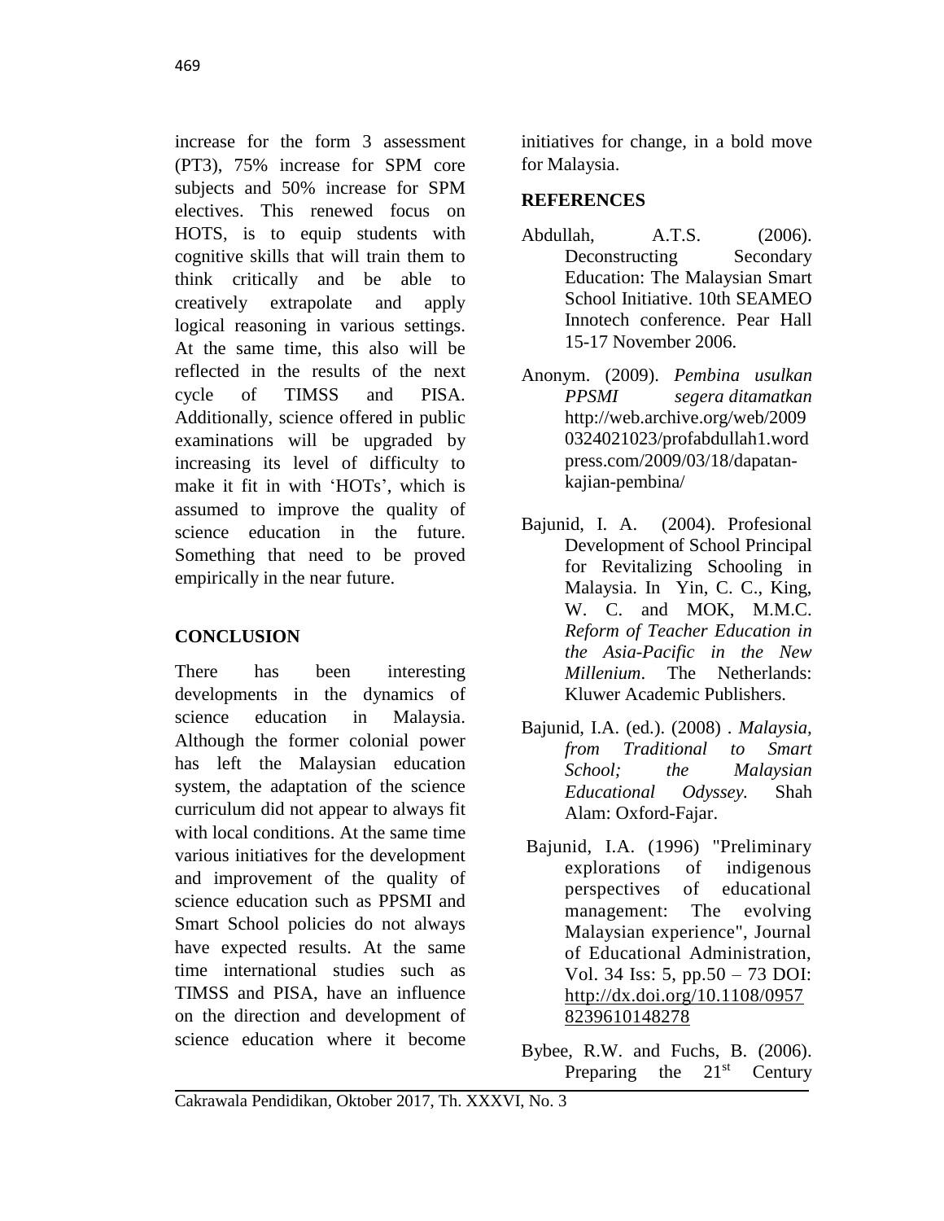increase for the form 3 assessment (PT3), 75% increase for SPM core subjects and 50% increase for SPM electives. This renewed focus on HOTS, is to equip students with cognitive skills that will train them to think critically and be able to creatively extrapolate and apply logical reasoning in various settings. At the same time, this also will be reflected in the results of the next cycle of TIMSS and PISA. Additionally, science offered in public examinations will be upgraded by increasing its level of difficulty to make it fit in with 'HOTs', which is assumed to improve the quality of science education in the future. Something that need to be proved empirically in the near future.

## CONCLUSION

There has been interesting developments in the dynamics of science education in Malaysia. Although the former colonial power has left the Malaysian education system, the adaptation of the science curriculum did not appear to always fit with local conditions. At the same time various initiatives for the development and improvement of the quality of science education such as PPSMI and Smart School policies do not always have expected results. At the same time international studies such as TIMSS and PISA, have an influence on the direction and development of science education where it become initiatives for change, in a bold move for Malaysia.

## REFERENCES

Abdullah, A.T.S. (2006). Deconstructing Secondary Education: The Malaysian Smart School Initiative. 10th SEAMEO Innotech conference. Pear Hall 15-17 November 2006.

Anonym. (2009). *Pembina usulkan PPSMI segera ditamatkan* http://web.archive.org/web/20090324021023/profabdullah1.wordpress.com/2009/03/18/dapatan-kajian-pembina/

Bajunid, I. A. (2004). Profesional Development of School Principal for Revitalizing Schooling in Malaysia. In Yin, C. C., King, W. C. and MOK, M.M.C. *Reform of Teacher Education in the Asia-Pacific in the New Millenium*. The Netherlands: Kluwer Academic Publishers.

Bajunid, I.A. (ed.). (2008) . *Malaysia, from Traditional to Smart School; the Malaysian Educational Odyssey.* Shah Alam: Oxford-Fajar.

Bajunid, I.A. (1996) "Preliminary explorations of indigenous perspectives of educational management: The evolving Malaysian experience", Journal of Educational Administration, Vol. 34 Iss: 5, pp.50 – 73 DOI: http://dx.doi.org/10.1108/09578239610148278

Bybee, R.W. and Fuchs, B. (2006). Preparing the 21st Century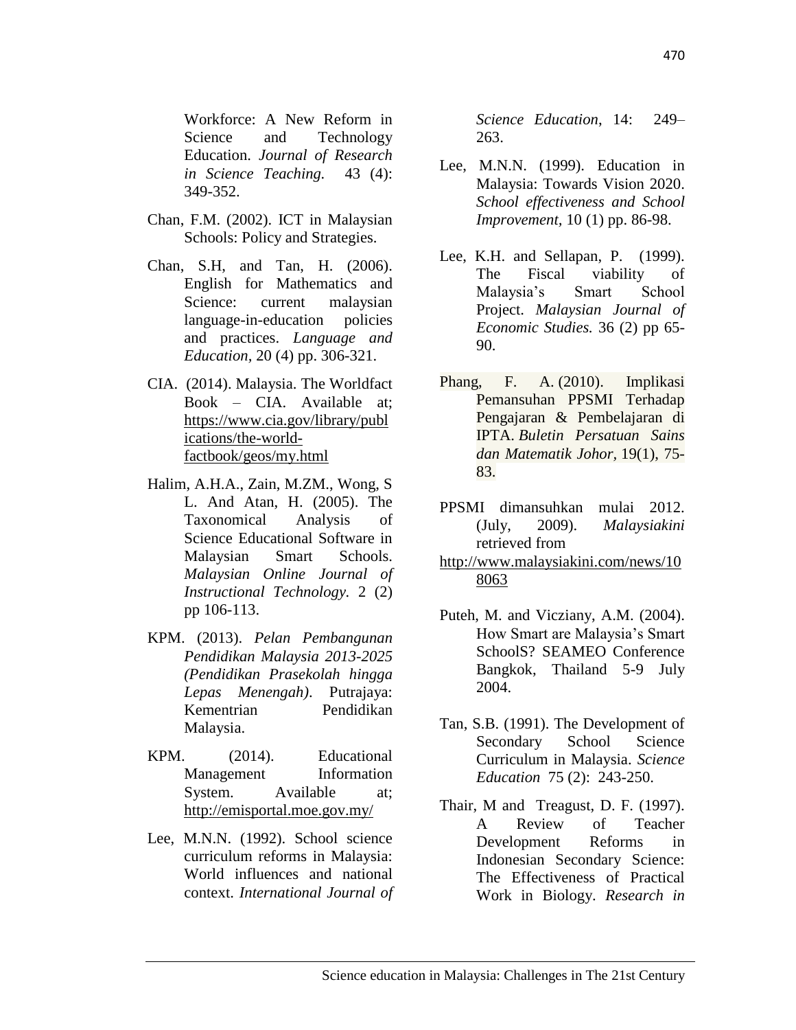Workforce: A New Reform in Science and Technology Education. *Journal of Research in Science Teaching.* 43 (4): 349-352.

Chan, F.M. (2002). ICT in Malaysian Schools: Policy and Strategies.

Chan, S.H, and Tan, H. (2006). English for Mathematics and Science: current malaysian language-in-education policies and practices. *Language and Education,* 20 (4) pp. 306-321.

CIA. (2014). Malaysia. The Worldfact Book – CIA. Available at; https://www.cia.gov/library/publications/the-world-factbook/geos/my.html

Halim, A.H.A., Zain, M.ZM., Wong, S L. And Atan, H. (2005). The Taxonomical Analysis of Science Educational Software in Malaysian Smart Schools. *Malaysian Online Journal of Instructional Technology.* 2 (2) pp 106-113.

KPM. (2013). *Pelan Pembangunan Pendidikan Malaysia 2013-2025 (Pendidikan Prasekolah hingga Lepas Menengah)*. Putrajaya: Kementrian Pendidikan Malaysia.

KPM. (2014). Educational Management Information System. Available at; http://emisportal.moe.gov.my/

Lee, M.N.N. (1992). School science curriculum reforms in Malaysia: World influences and national context. *International Journal of Science Education*, 14: 249–263.

Lee, M.N.N. (1999). Education in Malaysia: Towards Vision 2020. *School effectiveness and School Improvement,* 10 (1) pp. 86-98.

Lee, K.H. and Sellapan, P. (1999). The Fiscal viability of Malaysia's Smart School Project. *Malaysian Journal of Economic Studies.* 36 (2) pp 65-90.

Phang, F. A. (2010). Implikasi Pemansuhan PPSMI Terhadap Pengajaran & Pembelajaran di IPTA. *Buletin Persatuan Sains dan Matematik Johor,* 19(1), 75-83.

PPSMI dimansuhkan mulai 2012. (July, 2009). *Malaysiakini* retrieved from http://www.malaysiakini.com/news/108063

Puteh, M. and Vicziany, A.M. (2004). How Smart are Malaysia's Smart SchoolS? SEAMEO Conference Bangkok, Thailand 5-9 July 2004.

Tan, S.B. (1991). The Development of Secondary School Science Curriculum in Malaysia. *Science Education* 75 (2): 243-250.

Thair, M and Treagust, D. F. (1997). A Review of Teacher Development Reforms in Indonesian Secondary Science: The Effectiveness of Practical Work in Biology. *Research in*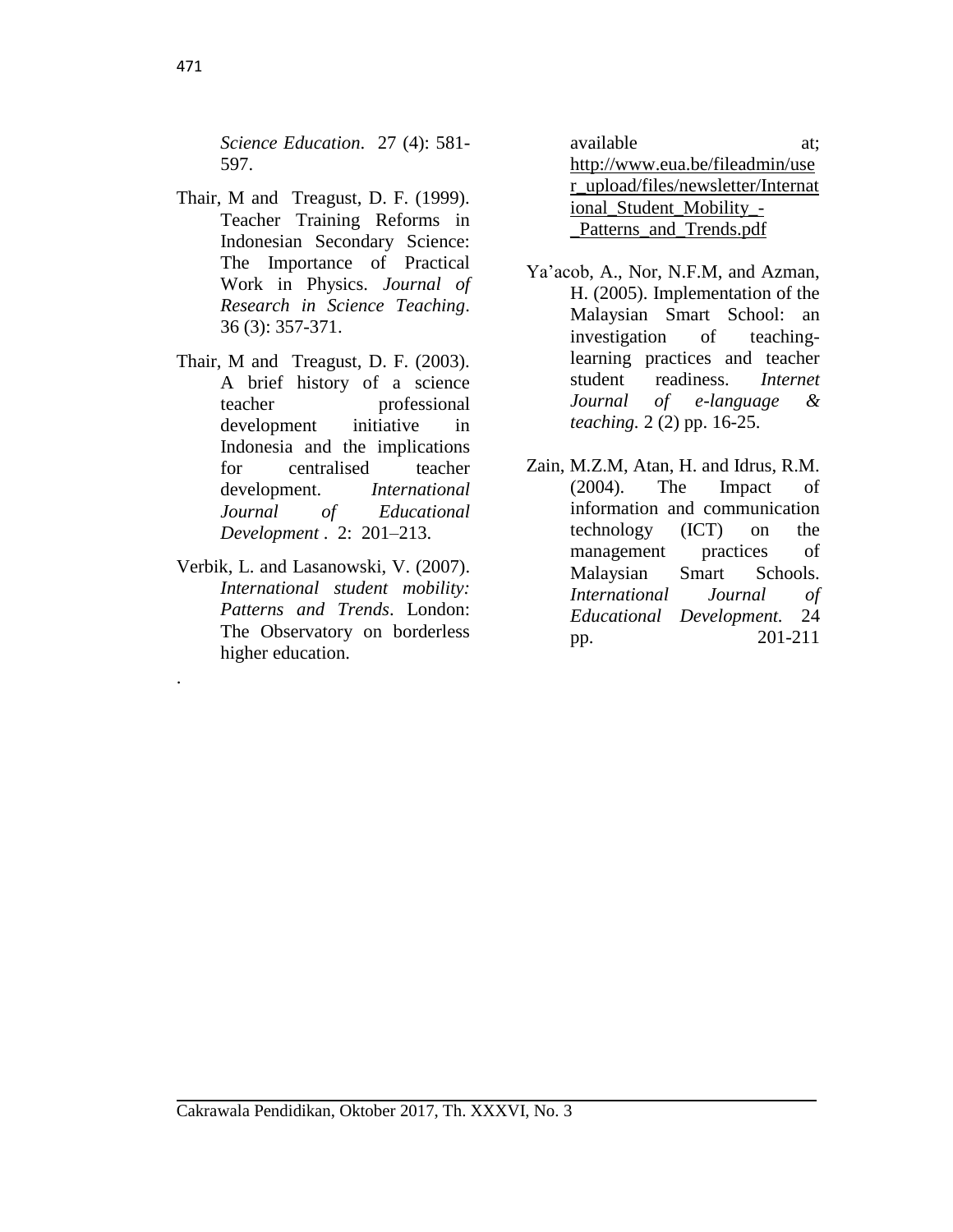*Science Education*. 27 (4): 581-597.

Thair, M and Treagust, D. F. (1999). Teacher Training Reforms in Indonesian Secondary Science: The Importance of Practical Work in Physics. *Journal of Research in Science Teaching*. 36 (3): 357-371.

Thair, M and Treagust, D. F. (2003). A brief history of a science teacher professional development initiative in Indonesia and the implications for centralised teacher development. *International Journal of Educational Development* . 2: 201–213.

Verbik, L. and Lasanowski, V. (2007). *International student mobility: Patterns and Trends*. London: The Observatory on borderless higher education. available at; http://www.eua.be/fileadmin/user_upload/files/newsletter/International_Student_Mobility_-_Patterns_and_Trends.pdf

Ya'acob, A., Nor, N.F.M, and Azman, H. (2005). Implementation of the Malaysian Smart School: an investigation of teaching-learning practices and teacher student readiness. *Internet Journal of e-language & teaching.* 2 (2) pp. 16-25.

Zain, M.Z.M, Atan, H. and Idrus, R.M. (2004). The Impact of information and communication technology (ICT) on the management practices of Malaysian Smart Schools. *International Journal of Educational Development.* 24 pp. 201-211

.